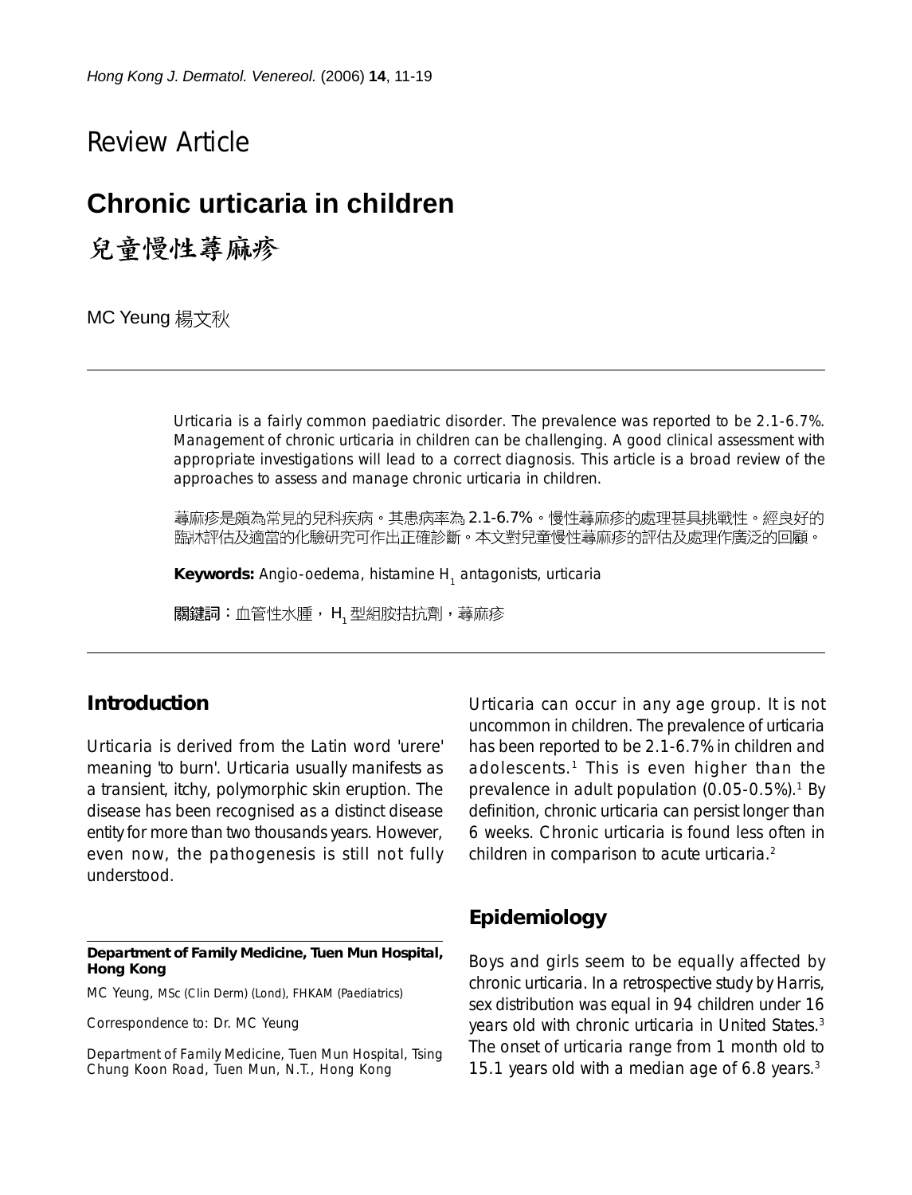Review Article

# Chronic urticaria in children

# 兒童慢性蕁麻疹

MC Yeung 楊文秋

Urticaria is a fairly common paediatric disorder. The prevalence was reported to be 2.1-6.7%. Management of chronic urticaria in children can be challenging. A good clinical assessment with appropriate investigations will lead to a correct diagnosis. This article is a broad review of the approaches to assess and manage chronic urticaria in children.

蕁麻疹是頗為常見的兒科疾病。其患病率為 2.1-6.7%。慢性蕁麻疹的處理甚具挑戰性。經良好的臨牀評估及適當的化驗研究可作出正確診斷。本文對兒童慢性蕁麻疹的評估及處理作廣泛的回顧。

**Keywords:** Angio-oedema, histamine $H_1$ antagonists, urticaria

**關鍵詞：**血管性水腫，$H_1$ 型組胺拮抗劑，蕁麻疹

## Introduction

Urticaria is derived from the Latin word 'urere' meaning 'to burn'. Urticaria usually manifests as a transient, itchy, polymorphic skin eruption. The disease has been recognised as a distinct disease entity for more than two thousands years. However, even now, the pathogenesis is still not fully understood.

Urticaria can occur in any age group. It is not uncommon in children. The prevalence of urticaria has been reported to be 2.1-6.7% in children and adolescents.[1] This is even higher than the prevalence in adult population (0.05-0.5%).[1] By definition, chronic urticaria can persist longer than 6 weeks. Chronic urticaria is found less often in children in comparison to acute urticaria.[2]

## Epidemiology

Boys and girls seem to be equally affected by chronic urticaria. In a retrospective study by Harris, sex distribution was equal in 94 children under 16 years old with chronic urticaria in United States.[3] The onset of urticaria range from 1 month old to 15.1 years old with a median age of 6.8 years.[3]

**Department of Family Medicine, Tuen Mun Hospital, Hong Kong**

MC Yeung, MSc (Clin Derm) (Lond), FHKAM (Paediatrics)

Correspondence to: Dr. MC Yeung

Department of Family Medicine, Tuen Mun Hospital, Tsing Chung Koon Road, Tuen Mun, N.T., Hong Kong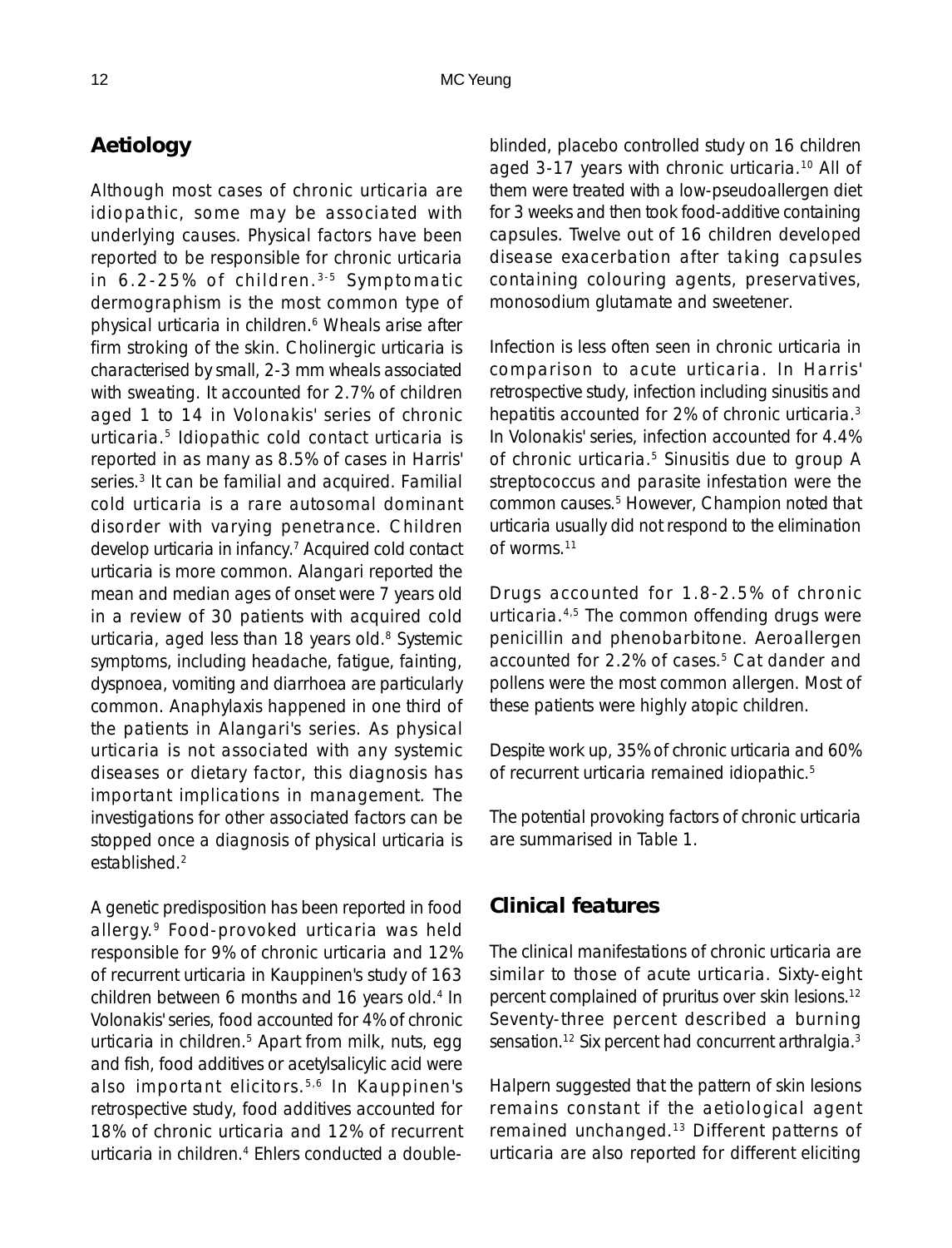## Aetiology

Although most cases of chronic urticaria are idiopathic, some may be associated with underlying causes. Physical factors have been reported to be responsible for chronic urticaria in 6.2-25% of children.[3-5] Symptomatic dermographism is the most common type of physical urticaria in children.[6] Wheals arise after firm stroking of the skin. Cholinergic urticaria is characterised by small, 2-3 mm wheals associated with sweating. It accounted for 2.7% of children aged 1 to 14 in Volonakis' series of chronic urticaria.[5] Idiopathic cold contact urticaria is reported in as many as 8.5% of cases in Harris' series.[3] It can be familial and acquired. Familial cold urticaria is a rare autosomal dominant disorder with varying penetrance. Children develop urticaria in infancy.[7] Acquired cold contact urticaria is more common. Alangari reported the mean and median ages of onset were 7 years old in a review of 30 patients with acquired cold urticaria, aged less than 18 years old.[8] Systemic symptoms, including headache, fatigue, fainting, dyspnoea, vomiting and diarrhoea are particularly common. Anaphylaxis happened in one third of the patients in Alangari's series. As physical urticaria is not associated with any systemic diseases or dietary factor, this diagnosis has important implications in management. The investigations for other associated factors can be stopped once a diagnosis of physical urticaria is established.[2]

A genetic predisposition has been reported in food allergy.[9] Food-provoked urticaria was held responsible for 9% of chronic urticaria and 12% of recurrent urticaria in Kauppinen's study of 163 children between 6 months and 16 years old.[4] In Volonakis' series, food accounted for 4% of chronic urticaria in children.[5] Apart from milk, nuts, egg and fish, food additives or acetylsalicylic acid were also important elicitors.[5,6] In Kauppinen's retrospective study, food additives accounted for 18% of chronic urticaria and 12% of recurrent urticaria in children.[4] Ehlers conducted a double-blinded, placebo controlled study on 16 children aged 3-17 years with chronic urticaria.[10] All of them were treated with a low-pseudoallergen diet for 3 weeks and then took food-additive containing capsules. Twelve out of 16 children developed disease exacerbation after taking capsules containing colouring agents, preservatives, monosodium glutamate and sweetener.

Infection is less often seen in chronic urticaria in comparison to acute urticaria. In Harris' retrospective study, infection including sinusitis and hepatitis accounted for 2% of chronic urticaria.[3] In Volonakis' series, infection accounted for 4.4% of chronic urticaria.[5] Sinusitis due to group A streptococcus and parasite infestation were the common causes.[5] However, Champion noted that urticaria usually did not respond to the elimination of worms.[11]

Drugs accounted for 1.8-2.5% of chronic urticaria.[4,5] The common offending drugs were penicillin and phenobarbitone. Aeroallergen accounted for 2.2% of cases.[5] Cat dander and pollens were the most common allergen. Most of these patients were highly atopic children.

Despite work up, 35% of chronic urticaria and 60% of recurrent urticaria remained idiopathic.[5]

The potential provoking factors of chronic urticaria are summarised in Table 1.

## Clinical features

The clinical manifestations of chronic urticaria are similar to those of acute urticaria. Sixty-eight percent complained of pruritus over skin lesions.[12] Seventy-three percent described a burning sensation.[12] Six percent had concurrent arthralgia.[3]

Halpern suggested that the pattern of skin lesions remains constant if the aetiological agent remained unchanged.[13] Different patterns of urticaria are also reported for different eliciting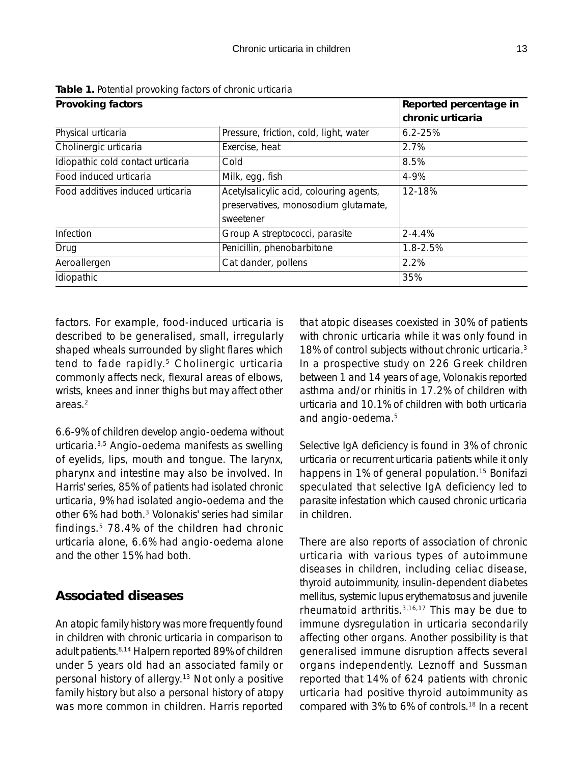**Table 1.** Potential provoking factors of chronic urticaria

| Provoking factors | | Reported percentage in chronic urticaria |
|---|---|---|
| Physical urticaria | Pressure, friction, cold, light, water | 6.2-25% |
| Cholinergic urticaria | Exercise, heat | 2.7% |
| Idiopathic cold contact urticaria | Cold | 8.5% |
| Food induced urticaria | Milk, egg, fish | 4-9% |
| Food additives induced urticaria | Acetylsalicylic acid, colouring agents, preservatives, monosodium glutamate, sweetener | 12-18% |
| Infection | Group A streptococci, parasite | 2-4.4% |
| Drug | Penicillin, phenobarbitone | 1.8-2.5% |
| Aeroallergen | Cat dander, pollens | 2.2% |
| Idiopathic | | 35% |

factors. For example, food-induced urticaria is described to be generalised, small, irregularly shaped wheals surrounded by slight flares which tend to fade rapidly.[5] Cholinergic urticaria commonly affects neck, flexural areas of elbows, wrists, knees and inner thighs but may affect other areas.[2]

6.6-9% of children develop angio-oedema without urticaria.[3,5] Angio-oedema manifests as swelling of eyelids, lips, mouth and tongue. The larynx, pharynx and intestine may also be involved. In Harris' series, 85% of patients had isolated chronic urticaria, 9% had isolated angio-oedema and the other 6% had both.[3] Volonakis' series had similar findings.[5] 78.4% of the children had chronic urticaria alone, 6.6% had angio-oedema alone and the other 15% had both.

## Associated diseases

An atopic family history was more frequently found in children with chronic urticaria in comparison to adult patients.[8,14] Halpern reported 89% of children under 5 years old had an associated family or personal history of allergy.[13] Not only a positive family history but also a personal history of atopy was more common in children. Harris reported that atopic diseases coexisted in 30% of patients with chronic urticaria while it was only found in 18% of control subjects without chronic urticaria.[3] In a prospective study on 226 Greek children between 1 and 14 years of age, Volonakis reported asthma and/or rhinitis in 17.2% of children with urticaria and 10.1% of children with both urticaria and angio-oedema.[5]

Selective IgA deficiency is found in 3% of chronic urticaria or recurrent urticaria patients while it only happens in 1% of general population.[15] Bonifazi speculated that selective IgA deficiency led to parasite infestation which caused chronic urticaria in children.

There are also reports of association of chronic urticaria with various types of autoimmune diseases in children, including celiac disease, thyroid autoimmunity, insulin-dependent diabetes mellitus, systemic lupus erythematosus and juvenile rheumatoid arthritis.[3,16,17] This may be due to immune dysregulation in urticaria secondarily affecting other organs. Another possibility is that generalised immune disruption affects several organs independently. Leznoff and Sussman reported that 14% of 624 patients with chronic urticaria had positive thyroid autoimmunity as compared with 3% to 6% of controls.[18] In a recent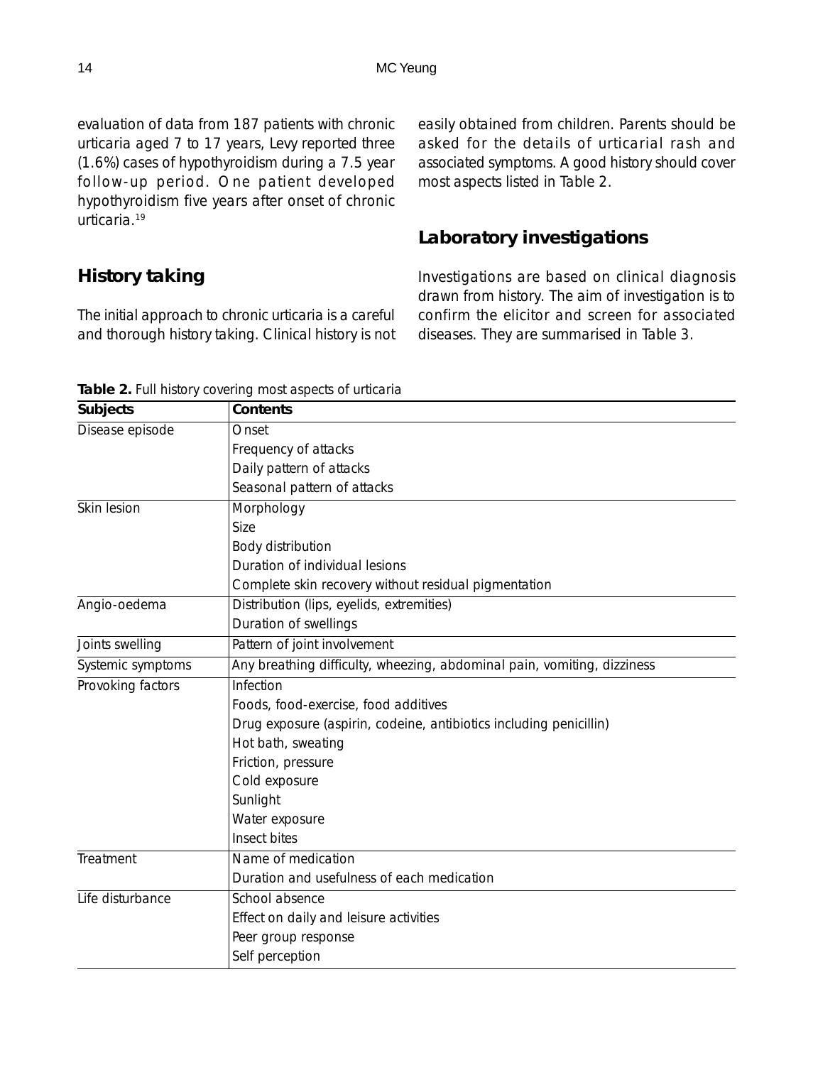evaluation of data from 187 patients with chronic urticaria aged 7 to 17 years, Levy reported three (1.6%) cases of hypothyroidism during a 7.5 year follow-up period. One patient developed hypothyroidism five years after onset of chronic urticaria.[19]

## History taking

The initial approach to chronic urticaria is a careful and thorough history taking. Clinical history is not easily obtained from children. Parents should be asked for the details of urticarial rash and associated symptoms. A good history should cover most aspects listed in Table 2.

## Laboratory investigations

Investigations are based on clinical diagnosis drawn from history. The aim of investigation is to confirm the elicitor and screen for associated diseases. They are summarised in Table 3.

**Table 2.** Full history covering most aspects of urticaria

| Subjects | Contents |
|---|---|
| Disease episode | Onset |
| | Frequency of attacks |
| | Daily pattern of attacks |
| | Seasonal pattern of attacks |
| Skin lesion | Morphology |
| | Size |
| | Body distribution |
| | Duration of individual lesions |
| | Complete skin recovery without residual pigmentation |
| Angio-oedema | Distribution (lips, eyelids, extremities) |
| | Duration of swellings |
| Joints swelling | Pattern of joint involvement |
| Systemic symptoms | Any breathing difficulty, wheezing, abdominal pain, vomiting, dizziness |
| Provoking factors | Infection |
| | Foods, food-exercise, food additives |
| | Drug exposure (aspirin, codeine, antibiotics including penicillin) |
| | Hot bath, sweating |
| | Friction, pressure |
| | Cold exposure |
| | Sunlight |
| | Water exposure |
| | Insect bites |
| Treatment | Name of medication |
| | Duration and usefulness of each medication |
| Life disturbance | School absence |
| | Effect on daily and leisure activities |
| | Peer group response |
| | Self perception |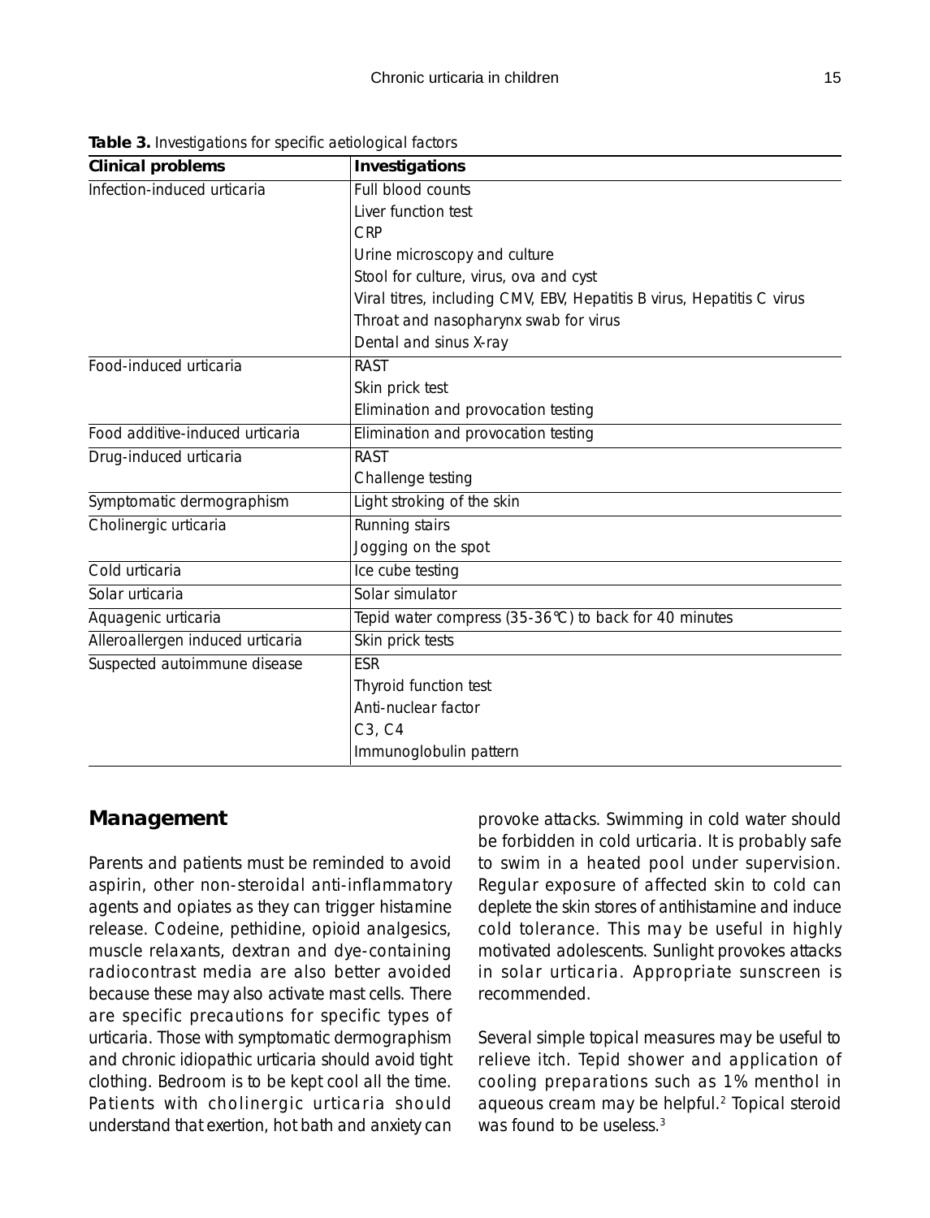**Table 3.** Investigations for specific aetiological factors

| Clinical problems | Investigations |
| --- | --- |
| Infection-induced urticaria | Full blood counts |
| | Liver function test |
| | CRP |
| | Urine microscopy and culture |
| | Stool for culture, virus, ova and cyst |
| | Viral titres, including CMV, EBV, Hepatitis B virus, Hepatitis C virus |
| | Throat and nasopharynx swab for virus |
| | Dental and sinus X-ray |
| Food-induced urticaria | RAST |
| | Skin prick test |
| | Elimination and provocation testing |
| Food additive-induced urticaria | Elimination and provocation testing |
| Drug-induced urticaria | RAST |
| | Challenge testing |
| Symptomatic dermographism | Light stroking of the skin |
| Cholinergic urticaria | Running stairs |
| | Jogging on the spot |
| Cold urticaria | Ice cube testing |
| Solar urticaria | Solar simulator |
| Aquagenic urticaria | Tepid water compress (35-36°C) to back for 40 minutes |
| Alleroallergen induced urticaria | Skin prick tests |
| Suspected autoimmune disease | ESR |
| | Thyroid function test |
| | Anti-nuclear factor |
| | C3, C4 |
| | Immunoglobulin pattern |

## Management

Parents and patients must be reminded to avoid aspirin, other non-steroidal anti-inflammatory agents and opiates as they can trigger histamine release. Codeine, pethidine, opioid analgesics, muscle relaxants, dextran and dye-containing radiocontrast media are also better avoided because these may also activate mast cells. There are specific precautions for specific types of urticaria. Those with symptomatic dermographism and chronic idiopathic urticaria should avoid tight clothing. Bedroom is to be kept cool all the time. Patients with cholinergic urticaria should understand that exertion, hot bath and anxiety can provoke attacks. Swimming in cold water should be forbidden in cold urticaria. It is probably safe to swim in a heated pool under supervision. Regular exposure of affected skin to cold can deplete the skin stores of antihistamine and induce cold tolerance. This may be useful in highly motivated adolescents. Sunlight provokes attacks in solar urticaria. Appropriate sunscreen is recommended.

Several simple topical measures may be useful to relieve itch. Tepid shower and application of cooling preparations such as 1% menthol in aqueous cream may be helpful.[2] Topical steroid was found to be useless.[3]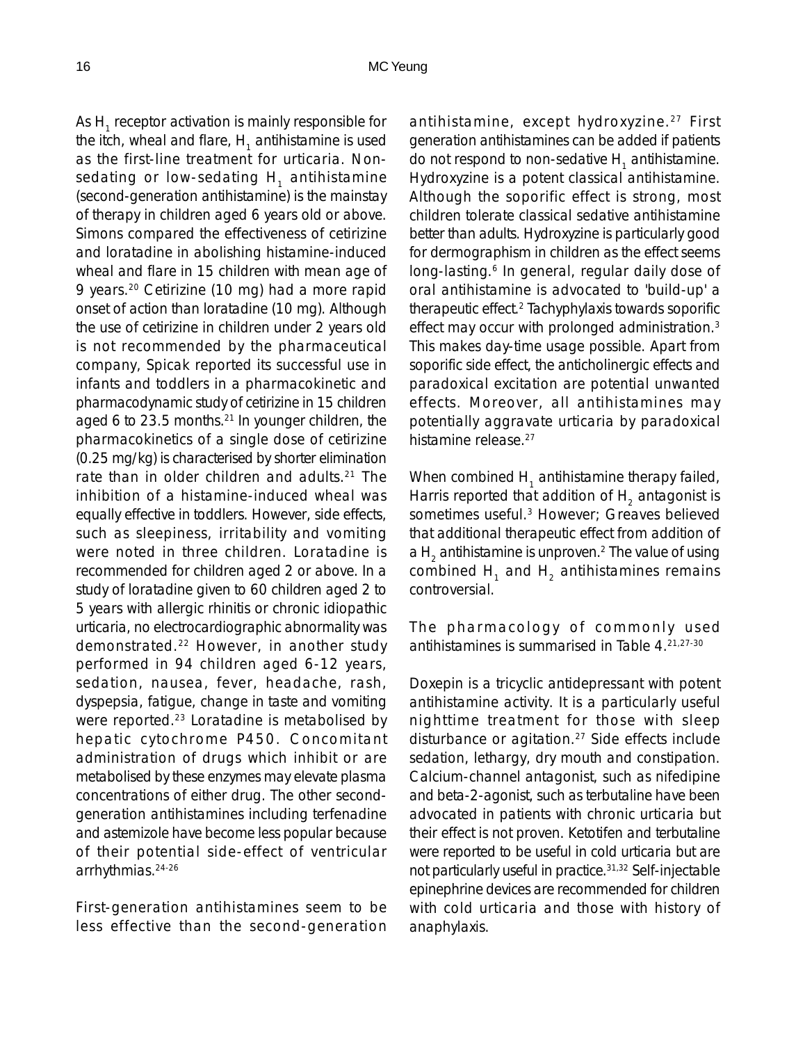As $H_1$ receptor activation is mainly responsible for the itch, wheal and flare, $H_1$ antihistamine is used as the first-line treatment for urticaria. Non-sedating or low-sedating $H_1$ antihistamine (second-generation antihistamine) is the mainstay of therapy in children aged 6 years old or above. Simons compared the effectiveness of cetirizine and loratadine in abolishing histamine-induced wheal and flare in 15 children with mean age of 9 years.[20] Cetirizine (10 mg) had a more rapid onset of action than loratadine (10 mg). Although the use of cetirizine in children under 2 years old is not recommended by the pharmaceutical company, Spicak reported its successful use in infants and toddlers in a pharmacokinetic and pharmacodynamic study of cetirizine in 15 children aged 6 to 23.5 months.[21] In younger children, the pharmacokinetics of a single dose of cetirizine (0.25 mg/kg) is characterised by shorter elimination rate than in older children and adults.[21] The inhibition of a histamine-induced wheal was equally effective in toddlers. However, side effects, such as sleepiness, irritability and vomiting were noted in three children. Loratadine is recommended for children aged 2 or above. In a study of loratadine given to 60 children aged 2 to 5 years with allergic rhinitis or chronic idiopathic urticaria, no electrocardiographic abnormality was demonstrated.[22] However, in another study performed in 94 children aged 6-12 years, sedation, nausea, fever, headache, rash, dyspepsia, fatigue, change in taste and vomiting were reported.[23] Loratadine is metabolised by hepatic cytochrome P450. Concomitant administration of drugs which inhibit or are metabolised by these enzymes may elevate plasma concentrations of either drug. The other second-generation antihistamines including terfenadine and astemizole have become less popular because of their potential side-effect of ventricular arrhythmias.[24-26]

First-generation antihistamines seem to be less effective than the second-generation antihistamine, except hydroxyzine.[27] First generation antihistamines can be added if patients do not respond to non-sedative $H_1$ antihistamine. Hydroxyzine is a potent classical antihistamine. Although the soporific effect is strong, most children tolerate classical sedative antihistamine better than adults. Hydroxyzine is particularly good for dermographism in children as the effect seems long-lasting.[6] In general, regular daily dose of oral antihistamine is advocated to 'build-up' a therapeutic effect.[2] Tachyphylaxis towards soporific effect may occur with prolonged administration.[3] This makes day-time usage possible. Apart from soporific side effect, the anticholinergic effects and paradoxical excitation are potential unwanted effects. Moreover, all antihistamines may potentially aggravate urticaria by paradoxical histamine release.[27]

When combined $H_1$ antihistamine therapy failed, Harris reported that addition of $H_2$ antagonist is sometimes useful.[3] However; Greaves believed that additional therapeutic effect from addition of a $H_2$ antihistamine is unproven.[2] The value of using combined $H_1$ and $H_2$ antihistamines remains controversial.

The pharmacology of commonly used antihistamines is summarised in Table 4.[21,27-30]

Doxepin is a tricyclic antidepressant with potent antihistamine activity. It is a particularly useful nighttime treatment for those with sleep disturbance or agitation.[27] Side effects include sedation, lethargy, dry mouth and constipation. Calcium-channel antagonist, such as nifedipine and beta-2-agonist, such as terbutaline have been advocated in patients with chronic urticaria but their effect is not proven. Ketotifen and terbutaline were reported to be useful in cold urticaria but are not particularly useful in practice.[31,32] Self-injectable epinephrine devices are recommended for children with cold urticaria and those with history of anaphylaxis.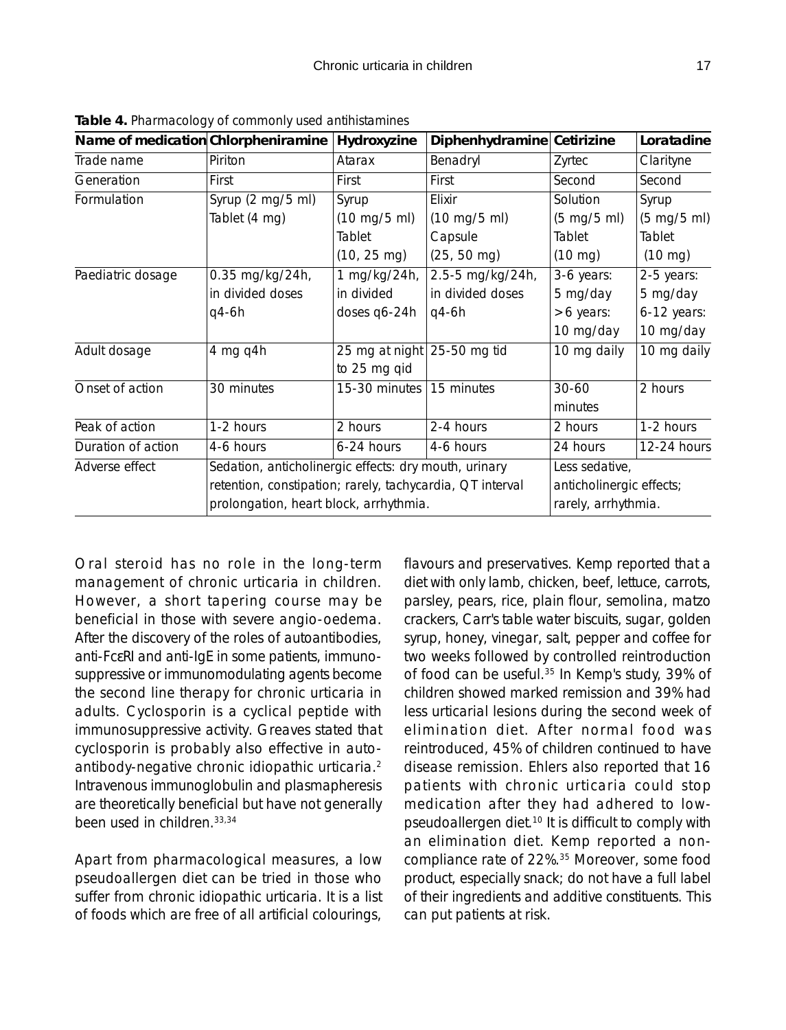**Table 4.** Pharmacology of commonly used antihistamines

| Name of medication | Chlorpheniramine | Hydroxyzine | Diphenhydramine | Cetirizine | Loratadine |
|---|---|---|---|---|---|
| Trade name | Piriton | Atarax | Benadryl | Zyrtec | Clarityne |
| Generation | First | First | First | Second | Second |
| Formulation | Syrup (2 mg/5 ml) Tablet (4 mg) | Syrup (10 mg/5 ml) Tablet (10, 25 mg) | Elixir (10 mg/5 ml) Capsule (25, 50 mg) | Solution (5 mg/5 ml) Tablet (10 mg) | Syrup (5 mg/5 ml) Tablet (10 mg) |
| Paediatric dosage | 0.35 mg/kg/24h, in divided doses q4-6h | 1 mg/kg/24h, in divided doses q6-24h | 2.5-5 mg/kg/24h, in divided doses q4-6h | 3-6 years: 5 mg/day >6 years: 10 mg/day | 2-5 years: 5 mg/day 6-12 years: 10 mg/day |
| Adult dosage | 4 mg q4h | 25 mg at night to 25 mg qid | 25-50 mg tid | 10 mg daily | 10 mg daily |
| Onset of action | 30 minutes | 15-30 minutes | 15 minutes | 30-60 minutes | 2 hours |
| Peak of action | 1-2 hours | 2 hours | 2-4 hours | 2 hours | 1-2 hours |
| Duration of action | 4-6 hours | 6-24 hours | 4-6 hours | 24 hours | 12-24 hours |
| Adverse effect | Sedation, anticholinergic effects: dry mouth, urinary retention, constipation; rarely, tachycardia, QT interval prolongation, heart block, arrhythmia. | | | Less sedative, anticholinergic effects; rarely, arrhythmia. | |

Oral steroid has no role in the long-term management of chronic urticaria in children. However, a short tapering course may be beneficial in those with severe angio-oedema. After the discovery of the roles of autoantibodies, anti-FcεRI and anti-IgE in some patients, immunosuppressive or immunomodulating agents become the second line therapy for chronic urticaria in adults. Cyclosporin is a cyclical peptide with immunosuppressive activity. Greaves stated that cyclosporin is probably also effective in autoantibody-negative chronic idiopathic urticaria.[2] Intravenous immunoglobulin and plasmapheresis are theoretically beneficial but have not generally been used in children.[33,34]

Apart from pharmacological measures, a low pseudoallergen diet can be tried in those who suffer from chronic idiopathic urticaria. It is a list of foods which are free of all artificial colourings, flavours and preservatives. Kemp reported that a diet with only lamb, chicken, beef, lettuce, carrots, parsley, pears, rice, plain flour, semolina, matzo crackers, Carr's table water biscuits, sugar, golden syrup, honey, vinegar, salt, pepper and coffee for two weeks followed by controlled reintroduction of food can be useful.[35] In Kemp's study, 39% of children showed marked remission and 39% had less urticarial lesions during the second week of elimination diet. After normal food was reintroduced, 45% of children continued to have disease remission. Ehlers also reported that 16 patients with chronic urticaria could stop medication after they had adhered to low-pseudoallergen diet.[10] It is difficult to comply with an elimination diet. Kemp reported a non-compliance rate of 22%.[35] Moreover, some food product, especially snack; do not have a full label of their ingredients and additive constituents. This can put patients at risk.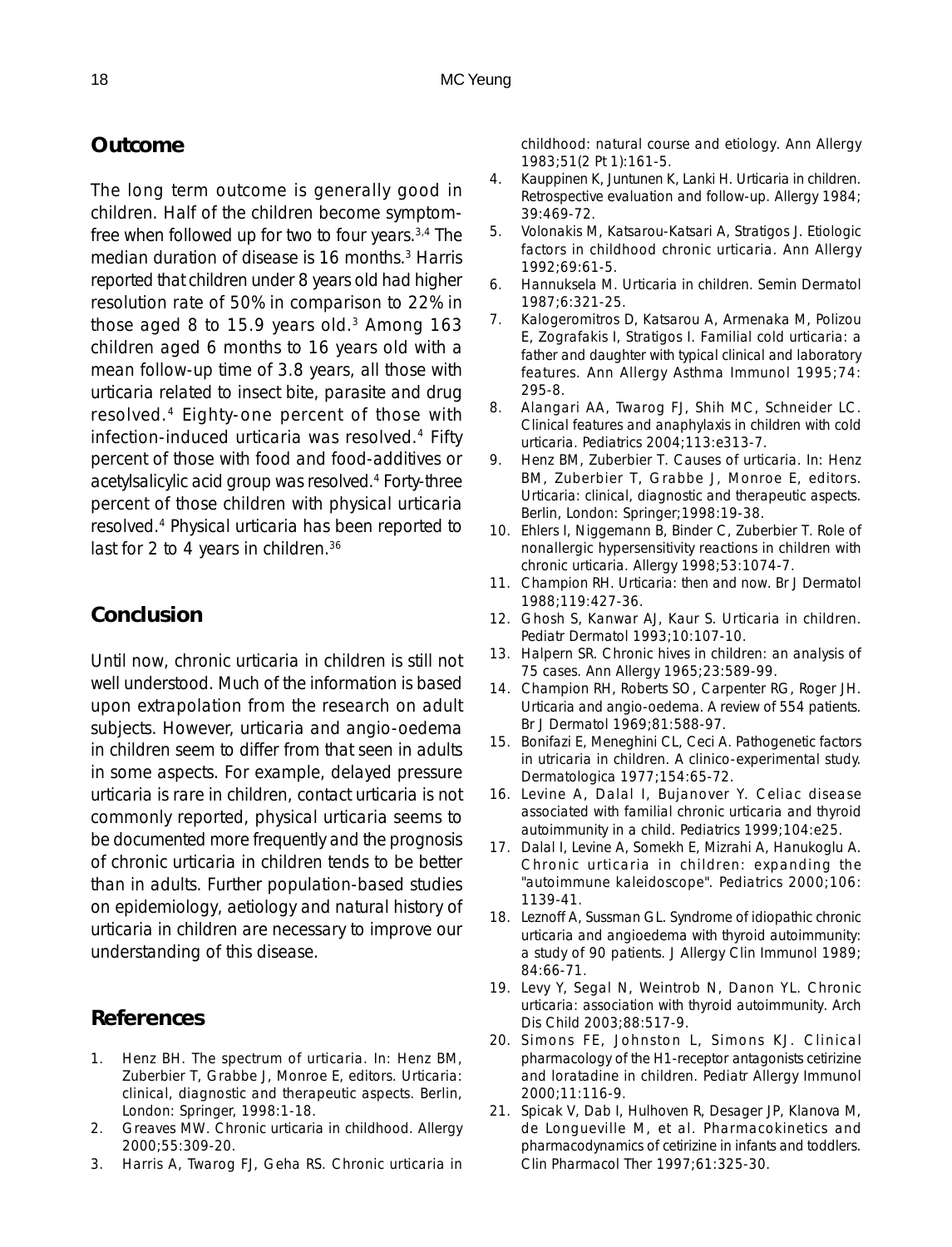## Outcome

The long term outcome is generally good in children. Half of the children become symptom-free when followed up for two to four years.[3,4] The median duration of disease is 16 months.[3] Harris reported that children under 8 years old had higher resolution rate of 50% in comparison to 22% in those aged 8 to 15.9 years old.[3] Among 163 children aged 6 months to 16 years old with a mean follow-up time of 3.8 years, all those with urticaria related to insect bite, parasite and drug resolved.[4] Eighty-one percent of those with infection-induced urticaria was resolved.[4] Fifty percent of those with food and food-additives or acetylsalicylic acid group was resolved.[4] Forty-three percent of those children with physical urticaria resolved.[4] Physical urticaria has been reported to last for 2 to 4 years in children.[36]

## Conclusion

Until now, chronic urticaria in children is still not well understood. Much of the information is based upon extrapolation from the research on adult subjects. However, urticaria and angio-oedema in children seem to differ from that seen in adults in some aspects. For example, delayed pressure urticaria is rare in children, contact urticaria is not commonly reported, physical urticaria seems to be documented more frequently and the prognosis of chronic urticaria in children tends to be better than in adults. Further population-based studies on epidemiology, aetiology and natural history of urticaria in children are necessary to improve our understanding of this disease.

## References

1. Henz BH. The spectrum of urticaria. In: Henz BM, Zuberbier T, Grabbe J, Monroe E, editors. Urticaria: clinical, diagnostic and therapeutic aspects. Berlin, London: Springer, 1998:1-18.
2. Greaves MW. Chronic urticaria in childhood. Allergy 2000;55:309-20.
3. Harris A, Twarog FJ, Geha RS. Chronic urticaria in childhood: natural course and etiology. Ann Allergy 1983;51(2 Pt 1):161-5.
4. Kauppinen K, Juntunen K, Lanki H. Urticaria in children. Retrospective evaluation and follow-up. Allergy 1984; 39:469-72.
5. Volonakis M, Katsarou-Katsari A, Stratigos J. Etiologic factors in childhood chronic urticaria. Ann Allergy 1992;69:61-5.
6. Hannuksela M. Urticaria in children. Semin Dermatol 1987;6:321-25.
7. Kalogeromitros D, Katsarou A, Armenaka M, Polizou E, Zografakis I, Stratigos I. Familial cold urticaria: a father and daughter with typical clinical and laboratory features. Ann Allergy Asthma Immunol 1995;74: 295-8.
8. Alangari AA, Twarog FJ, Shih MC, Schneider LC. Clinical features and anaphylaxis in children with cold urticaria. Pediatrics 2004;113:e313-7.
9. Henz BM, Zuberbier T. Causes of urticaria. In: Henz BM, Zuberbier T, Grabbe J, Monroe E, editors. Urticaria: clinical, diagnostic and therapeutic aspects. Berlin, London: Springer;1998:19-38.
10. Ehlers I, Niggemann B, Binder C, Zuberbier T. Role of nonallergic hypersensitivity reactions in children with chronic urticaria. Allergy 1998;53:1074-7.
11. Champion RH. Urticaria: then and now. Br J Dermatol 1988;119:427-36.
12. Ghosh S, Kanwar AJ, Kaur S. Urticaria in children. Pediatr Dermatol 1993;10:107-10.
13. Halpern SR. Chronic hives in children: an analysis of 75 cases. Ann Allergy 1965;23:589-99.
14. Champion RH, Roberts SO, Carpenter RG, Roger JH. Urticaria and angio-oedema. A review of 554 patients. Br J Dermatol 1969;81:588-97.
15. Bonifazi E, Meneghini CL, Ceci A. Pathogenetic factors in utricaria in children. A clinico-experimental study. Dermatologica 1977;154:65-72.
16. Levine A, Dalal I, Bujanover Y. Celiac disease associated with familial chronic urticaria and thyroid autoimmunity in a child. Pediatrics 1999;104:e25.
17. Dalal I, Levine A, Somekh E, Mizrahi A, Hanukoglu A. Chronic urticaria in children: expanding the "autoimmune kaleidoscope". Pediatrics 2000;106: 1139-41.
18. Leznoff A, Sussman GL. Syndrome of idiopathic chronic urticaria and angioedema with thyroid autoimmunity: a study of 90 patients. J Allergy Clin Immunol 1989; 84:66-71.
19. Levy Y, Segal N, Weintrob N, Danon YL. Chronic urticaria: association with thyroid autoimmunity. Arch Dis Child 2003;88:517-9.
20. Simons FE, Johnston L, Simons KJ. Clinical pharmacology of the H1-receptor antagonists cetirizine and loratadine in children. Pediatr Allergy Immunol 2000;11:116-9.
21. Spicak V, Dab I, Hulhoven R, Desager JP, Klanova M, de Longueville M, et al. Pharmacokinetics and pharmacodynamics of cetirizine in infants and toddlers. Clin Pharmacol Ther 1997;61:325-30.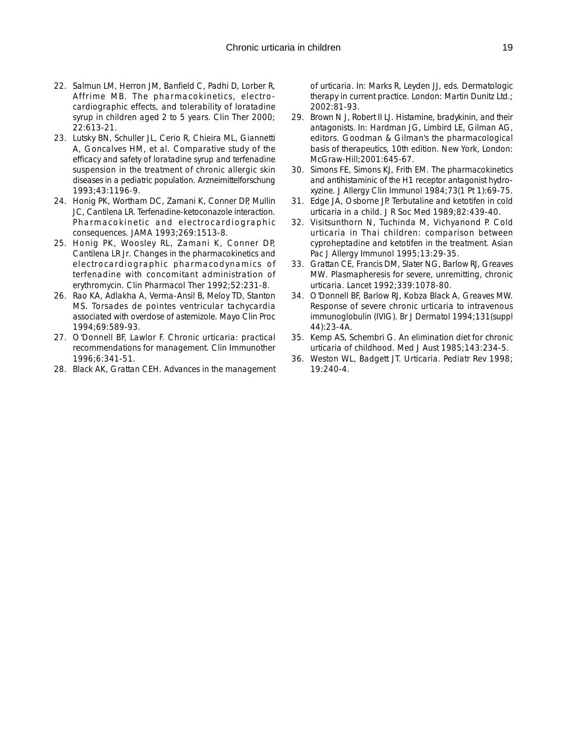22. Salmun LM, Herron JM, Banfield C, Padhi D, Lorber R, Affrime MB. The pharmacokinetics, electrocardiographic effects, and tolerability of loratadine syrup in children aged 2 to 5 years. Clin Ther 2000; 22:613-21.
23. Lutsky BN, Schuller JL, Cerio R, Chieira ML, Giannetti A, Goncalves HM, et al. Comparative study of the efficacy and safety of loratadine syrup and terfenadine suspension in the treatment of chronic allergic skin diseases in a pediatric population. Arzneimittelforschung 1993;43:1196-9.
24. Honig PK, Wortham DC, Zamani K, Conner DP, Mullin JC, Cantilena LR. Terfenadine-ketoconazole interaction. Pharmacokinetic and electrocardiographic consequences. JAMA 1993;269:1513-8.
25. Honig PK, Woosley RL, Zamani K, Conner DP, Cantilena LR Jr. Changes in the pharmacokinetics and electrocardiographic pharmacodynamics of terfenadine with concomitant administration of erythromycin. Clin Pharmacol Ther 1992;52:231-8.
26. Rao KA, Adlakha A, Verma-Ansil B, Meloy TD, Stanton MS. Torsades de pointes ventricular tachycardia associated with overdose of astemizole. Mayo Clin Proc 1994;69:589-93.
27. O'Donnell BF, Lawlor F. Chronic urticaria: practical recommendations for management. Clin Immunother 1996;6:341-51.
28. Black AK, Grattan CEH. Advances in the management of urticaria. In: Marks R, Leyden JJ, eds. Dermatologic therapy in current practice. London: Martin Dunitz Ltd.; 2002:81-93.
29. Brown N J, Robert II LJ. Histamine, bradykinin, and their antagonists. In: Hardman JG, Limbird LE, Gilman AG, editors. Goodman & Gilman's the pharmacological basis of therapeutics, 10th edition. New York, London: McGraw-Hill;2001:645-67.
30. Simons FE, Simons KJ, Frith EM. The pharmacokinetics and antihistaminic of the H1 receptor antagonist hydroxyzine. J Allergy Clin Immunol 1984;73(1 Pt 1):69-75.
31. Edge JA, Osborne JP. Terbutaline and ketotifen in cold urticaria in a child. J R Soc Med 1989;82:439-40.
32. Visitsunthorn N, Tuchinda M, Vichyanond P. Cold urticaria in Thai children: comparison between cyproheptadine and ketotifen in the treatment. Asian Pac J Allergy Immunol 1995;13:29-35.
33. Grattan CE, Francis DM, Slater NG, Barlow RJ, Greaves MW. Plasmapheresis for severe, unremitting, chronic urticaria. Lancet 1992;339:1078-80.
34. O'Donnell BF, Barlow RJ, Kobza Black A, Greaves MW. Response of severe chronic urticaria to intravenous immunoglobulin (IVIG). Br J Dermatol 1994;131(suppl 44):23-4A.
35. Kemp AS, Schembri G. An elimination diet for chronic urticaria of childhood. Med J Aust 1985;143:234-5.
36. Weston WL, Badgett JT. Urticaria. Pediatr Rev 1998; 19:240-4.